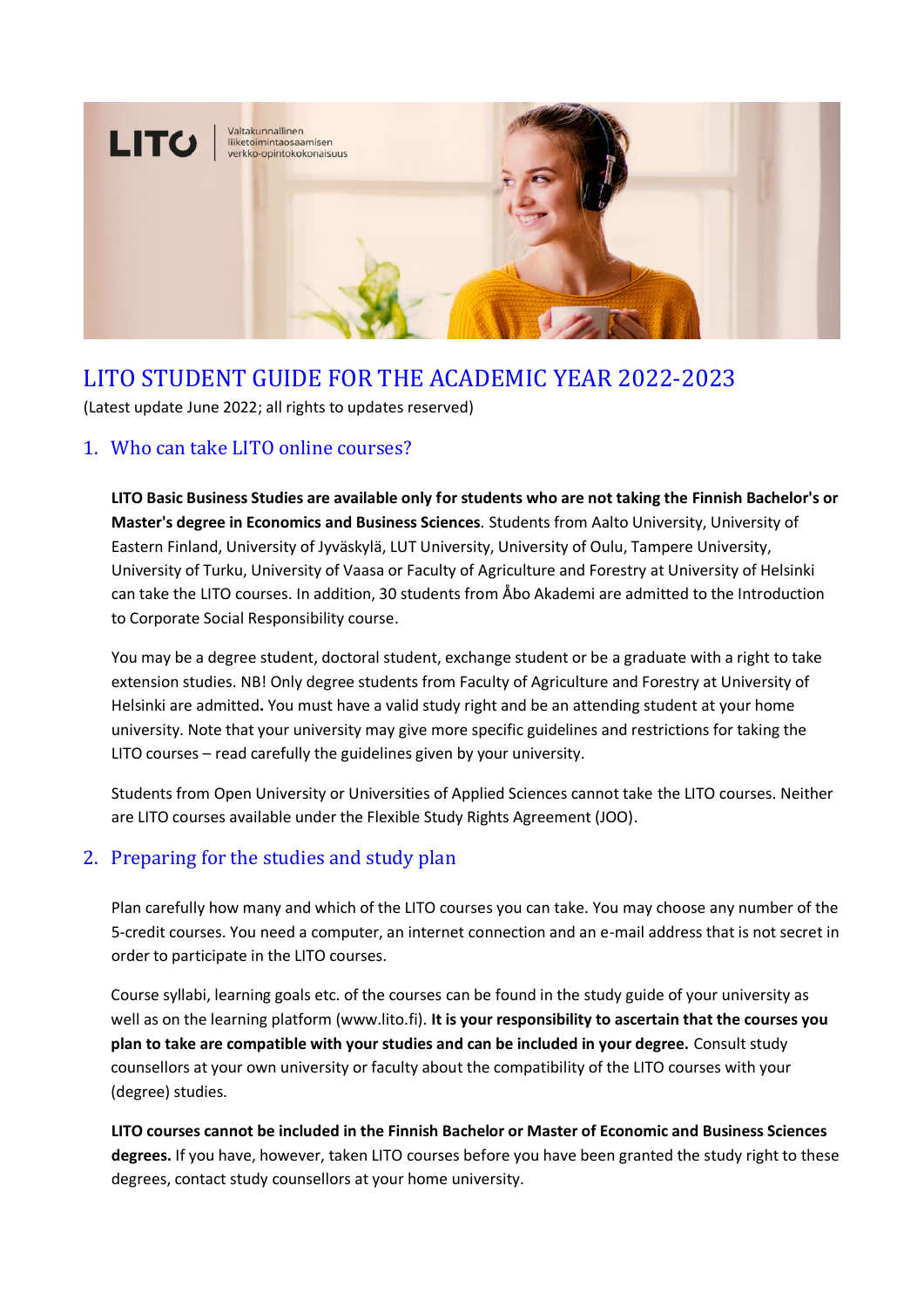LITO | Valtakunnallinen liiketoimintaosaamisen verkko-opintokokonaisuus

# LITO STUDENT GUIDE FOR THE ACADEMIC YEAR 2022-2023

(Latest update June 2022; all rights to updates reserved)

## 1. Who can take LITO online courses?

**LITO Basic Business Studies are available only for students who are not taking the Finnish Bachelor's or Master's degree in Economics and Business Sciences**. Students from Aalto University, University of Eastern Finland, University of Jyväskylä, LUT University, University of Oulu, Tampere University, University of Turku, University of Vaasa or Faculty of Agriculture and Forestry at University of Helsinki can take the LITO courses. In addition, 30 students from Åbo Akademi are admitted to the Introduction to Corporate Social Responsibility course.

You may be a degree student, doctoral student, exchange student or be a graduate with a right to take extension studies. NB! Only degree students from Faculty of Agriculture and Forestry at University of Helsinki are admitted**.** You must have a valid study right and be an attending student at your home university. Note that your university may give more specific guidelines and restrictions for taking the LITO courses – read carefully the guidelines given by your university.

Students from Open University or Universities of Applied Sciences cannot take the LITO courses. Neither are LITO courses available under the Flexible Study Rights Agreement (JOO).

## 2. Preparing for the studies and study plan

Plan carefully how many and which of the LITO courses you can take. You may choose any number of the 5-credit courses. You need a computer, an internet connection and an e-mail address that is not secret in order to participate in the LITO courses.

Course syllabi, learning goals etc. of the courses can be found in the study guide of your university as well as on the learning platform (www.lito.fi). **It is your responsibility to ascertain that the courses you plan to take are compatible with your studies and can be included in your degree.** Consult study counsellors at your own university or faculty about the compatibility of the LITO courses with your (degree) studies.

**LITO courses cannot be included in the Finnish Bachelor or Master of Economic and Business Sciences degrees.** If you have, however, taken LITO courses before you have been granted the study right to these degrees, contact study counsellors at your home university.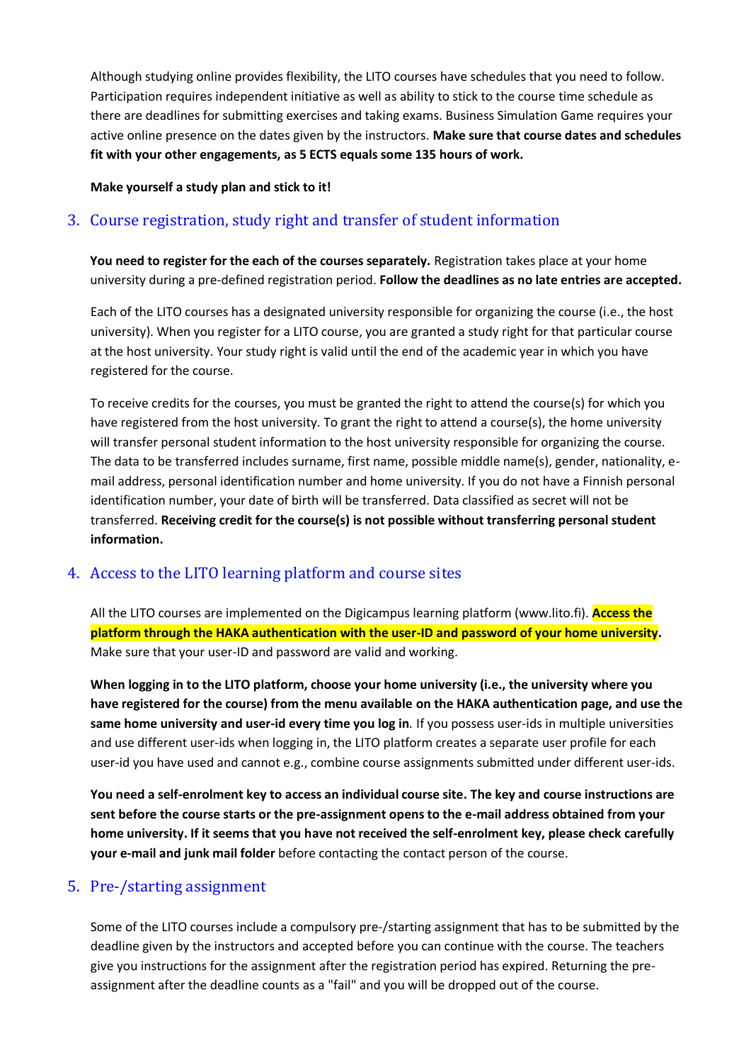Although studying online provides flexibility, the LITO courses have schedules that you need to follow. Participation requires independent initiative as well as ability to stick to the course time schedule as there are deadlines for submitting exercises and taking exams. Business Simulation Game requires your active online presence on the dates given by the instructors. **Make sure that course dates and schedules fit with your other engagements, as 5 ECTS equals some 135 hours of work.**

**Make yourself a study plan and stick to it!**

## 3. Course registration, study right and transfer of student information

**You need to register for the each of the courses separately.** Registration takes place at your home university during a pre-defined registration period. **Follow the deadlines as no late entries are accepted.**

Each of the LITO courses has a designated university responsible for organizing the course (i.e., the host university). When you register for a LITO course, you are granted a study right for that particular course at the host university. Your study right is valid until the end of the academic year in which you have registered for the course.

To receive credits for the courses, you must be granted the right to attend the course(s) for which you have registered from the host university. To grant the right to attend a course(s), the home university will transfer personal student information to the host university responsible for organizing the course. The data to be transferred includes surname, first name, possible middle name(s), gender, nationality, e-mail address, personal identification number and home university. If you do not have a Finnish personal identification number, your date of birth will be transferred. Data classified as secret will not be transferred. **Receiving credit for the course(s) is not possible without transferring personal student information.**

## 4. Access to the LITO learning platform and course sites

All the LITO courses are implemented on the Digicampus learning platform (www.lito.fi). **Access the platform through the HAKA authentication with the user-ID and password of your home university.** Make sure that your user-ID and password are valid and working.

**When logging in to the LITO platform, choose your home university (i.e., the university where you have registered for the course) from the menu available on the HAKA authentication page, and use the same home university and user-id every time you log in.** If you possess user-ids in multiple universities and use different user-ids when logging in, the LITO platform creates a separate user profile for each user-id you have used and cannot e.g., combine course assignments submitted under different user-ids.

**You need a self-enrolment key to access an individual course site. The key and course instructions are sent before the course starts or the pre-assignment opens to the e-mail address obtained from your home university. If it seems that you have not received the self-enrolment key, please check carefully your e-mail and junk mail folder** before contacting the contact person of the course.

## 5. Pre-/starting assignment

Some of the LITO courses include a compulsory pre-/starting assignment that has to be submitted by the deadline given by the instructors and accepted before you can continue with the course. The teachers give you instructions for the assignment after the registration period has expired. Returning the pre-assignment after the deadline counts as a "fail" and you will be dropped out of the course.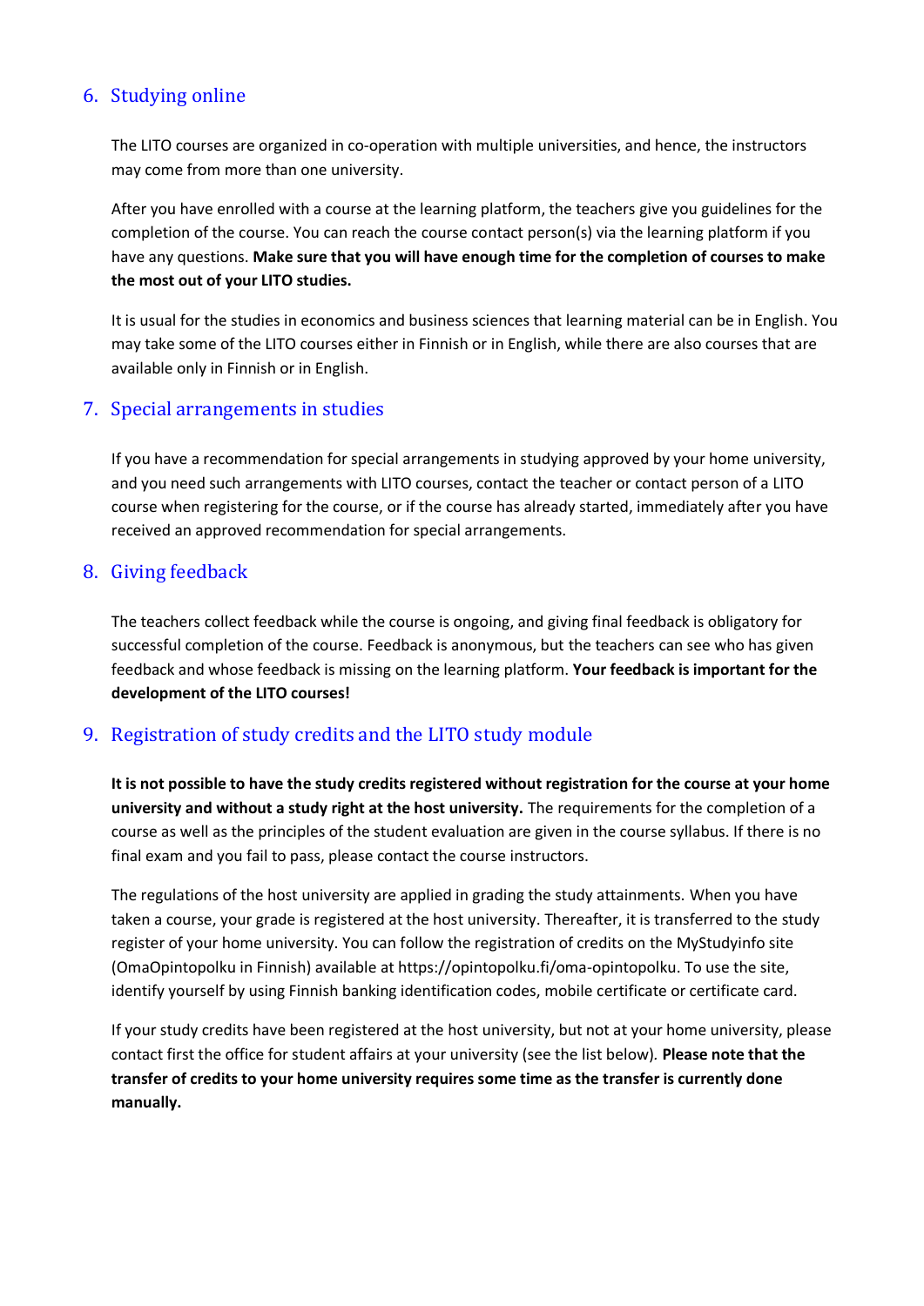## 6. Studying online

The LITO courses are organized in co-operation with multiple universities, and hence, the instructors may come from more than one university.

After you have enrolled with a course at the learning platform, the teachers give you guidelines for the completion of the course. You can reach the course contact person(s) via the learning platform if you have any questions. **Make sure that you will have enough time for the completion of courses to make the most out of your LITO studies.**

It is usual for the studies in economics and business sciences that learning material can be in English. You may take some of the LITO courses either in Finnish or in English, while there are also courses that are available only in Finnish or in English.

## 7. Special arrangements in studies

If you have a recommendation for special arrangements in studying approved by your home university, and you need such arrangements with LITO courses, contact the teacher or contact person of a LITO course when registering for the course, or if the course has already started, immediately after you have received an approved recommendation for special arrangements.

## 8. Giving feedback

The teachers collect feedback while the course is ongoing, and giving final feedback is obligatory for successful completion of the course. Feedback is anonymous, but the teachers can see who has given feedback and whose feedback is missing on the learning platform. **Your feedback is important for the development of the LITO courses!**

## 9. Registration of study credits and the LITO study module

**It is not possible to have the study credits registered without registration for the course at your home university and without a study right at the host university.** The requirements for the completion of a course as well as the principles of the student evaluation are given in the course syllabus. If there is no final exam and you fail to pass, please contact the course instructors.

The regulations of the host university are applied in grading the study attainments. When you have taken a course, your grade is registered at the host university. Thereafter, it is transferred to the study register of your home university. You can follow the registration of credits on the MyStudyinfo site (OmaOpintopolku in Finnish) available at https://opintopolku.fi/oma-opintopolku. To use the site, identify yourself by using Finnish banking identification codes, mobile certificate or certificate card.

If your study credits have been registered at the host university, but not at your home university, please contact first the office for student affairs at your university (see the list below). **Please note that the transfer of credits to your home university requires some time as the transfer is currently done manually.**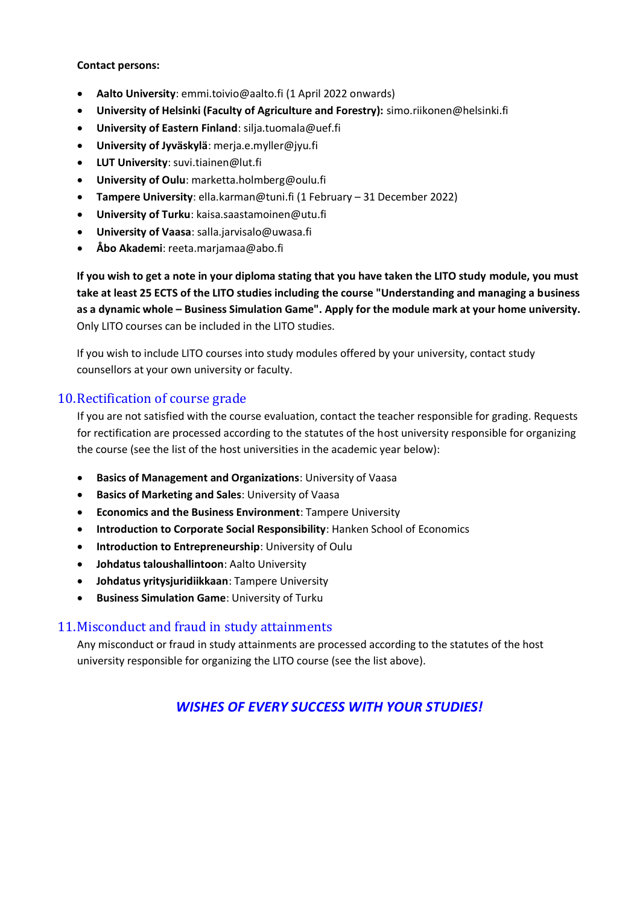**Contact persons:**

- **Aalto University**: emmi.toivio@aalto.fi (1 April 2022 onwards)
- **University of Helsinki (Faculty of Agriculture and Forestry):** simo.riikonen@helsinki.fi
- **University of Eastern Finland**: silja.tuomala@uef.fi
- **University of Jyväskylä**: merja.e.myller@jyu.fi
- **LUT University**: suvi.tiainen@lut.fi
- **University of Oulu**: marketta.holmberg@oulu.fi
- **Tampere University**: ella.karman@tuni.fi (1 February – 31 December 2022)
- **University of Turku**: kaisa.saastamoinen@utu.fi
- **University of Vaasa**: salla.jarvisalo@uwasa.fi
- **Åbo Akademi**: reeta.marjamaa@abo.fi

**If you wish to get a note in your diploma stating that you have taken the LITO study module, you must take at least 25 ECTS of the LITO studies including the course "Understanding and managing a business as a dynamic whole – Business Simulation Game". Apply for the module mark at your home university.** Only LITO courses can be included in the LITO studies.

If you wish to include LITO courses into study modules offered by your university, contact study counsellors at your own university or faculty.

## 10. Rectification of course grade

If you are not satisfied with the course evaluation, contact the teacher responsible for grading. Requests for rectification are processed according to the statutes of the host university responsible for organizing the course (see the list of the host universities in the academic year below):

- **Basics of Management and Organizations**: University of Vaasa
- **Basics of Marketing and Sales**: University of Vaasa
- **Economics and the Business Environment**: Tampere University
- **Introduction to Corporate Social Responsibility**: Hanken School of Economics
- **Introduction to Entrepreneurship**: University of Oulu
- **Johdatus taloushallintoon**: Aalto University
- **Johdatus yritysjuridiikkaan**: Tampere University
- **Business Simulation Game**: University of Turku

## 11. Misconduct and fraud in study attainments

Any misconduct or fraud in study attainments are processed according to the statutes of the host university responsible for organizing the LITO course (see the list above).

***WISHES OF EVERY SUCCESS WITH YOUR STUDIES!***